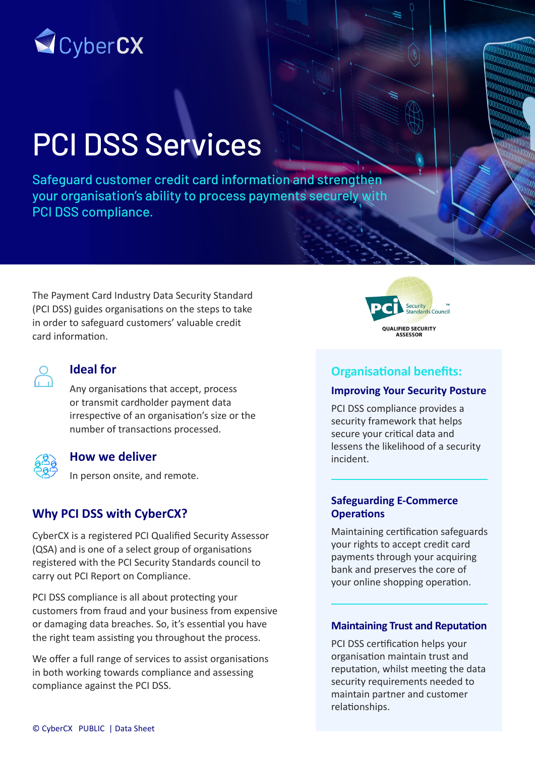CyberCX

# PCI DSS Services

Safeguard customer credit card information and strengthen your organisation's ability to process payments securely with PCI DSS compliance.

The Payment Card Industry Data Security Standard (PCI DSS) guides organisations on the steps to take in order to safeguard customers' valuable credit card information.

PCI Security Standards Council™ QUALIFIED SECURITY ASSESSOR

### Ideal for

Any organisations that accept, process or transmit cardholder payment data irrespective of an organisation's size or the number of transactions processed.

### How we deliver

In person onsite, and remote.

## Why PCI DSS with CyberCX?

CyberCX is a registered PCI Qualified Security Assessor (QSA) and is one of a select group of organisations registered with the PCI Security Standards council to carry out PCI Report on Compliance.

PCI DSS compliance is all about protecting your customers from fraud and your business from expensive or damaging data breaches. So, it's essential you have the right team assisting you throughout the process.

We offer a full range of services to assist organisations in both working towards compliance and assessing compliance against the PCI DSS.

## Organisational benefits:

### Improving Your Security Posture

PCI DSS compliance provides a security framework that helps secure your critical data and lessens the likelihood of a security incident.

### Safeguarding E-Commerce Operations

Maintaining certification safeguards your rights to accept credit card payments through your acquiring bank and preserves the core of your online shopping operation.

### Maintaining Trust and Reputation

PCI DSS certification helps your organisation maintain trust and reputation, whilst meeting the data security requirements needed to maintain partner and customer relationships.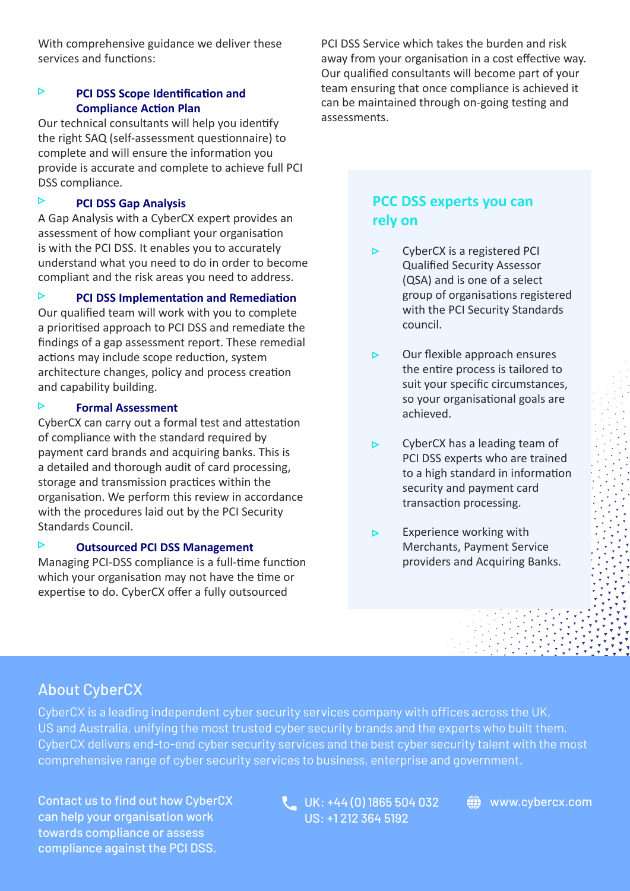With comprehensive guidance we deliver these services and functions:

- **PCI DSS Scope Identification and Compliance Action Plan**

Our technical consultants will help you identify the right SAQ (self-assessment questionnaire) to complete and will ensure the information you provide is accurate and complete to achieve full PCI DSS compliance.

- **PCI DSS Gap Analysis**

A Gap Analysis with a CyberCX expert provides an assessment of how compliant your organisation is with the PCI DSS. It enables you to accurately understand what you need to do in order to become compliant and the risk areas you need to address.

- **PCI DSS Implementation and Remediation**

Our qualified team will work with you to complete a prioritised approach to PCI DSS and remediate the findings of a gap assessment report. These remedial actions may include scope reduction, system architecture changes, policy and process creation and capability building.

- **Formal Assessment**

CyberCX can carry out a formal test and attestation of compliance with the standard required by payment card brands and acquiring banks. This is a detailed and thorough audit of card processing, storage and transmission practices within the organisation. We perform this review in accordance with the procedures laid out by the PCI Security Standards Council.

- **Outsourced PCI DSS Management**

Managing PCI-DSS compliance is a full-time function which your organisation may not have the time or expertise to do. CyberCX offer a fully outsourced PCI DSS Service which takes the burden and risk away from your organisation in a cost effective way. Our qualified consultants will become part of your team ensuring that once compliance is achieved it can be maintained through on-going testing and assessments.

## PCC DSS experts you can rely on

- CyberCX is a registered PCI Qualified Security Assessor (QSA) and is one of a select group of organisations registered with the PCI Security Standards council.
- Our flexible approach ensures the entire process is tailored to suit your specific circumstances, so your organisational goals are achieved.
- CyberCX has a leading team of PCI DSS experts who are trained to a high standard in information security and payment card transaction processing.
- Experience working with Merchants, Payment Service providers and Acquiring Banks.

## About CyberCX

CyberCX is a leading independent cyber security services company with offices across the UK, US and Australia, unifying the most trusted cyber security brands and the experts who built them. CyberCX delivers end-to-end cyber security services and the best cyber security talent with the most comprehensive range of cyber security services to business, enterprise and government.

Contact us to find out how CyberCX can help your organisation work towards compliance or assess compliance against the PCI DSS.

UK: +44 (0) 1865 504 032
US: +1 212 364 5192

www.cybercx.com